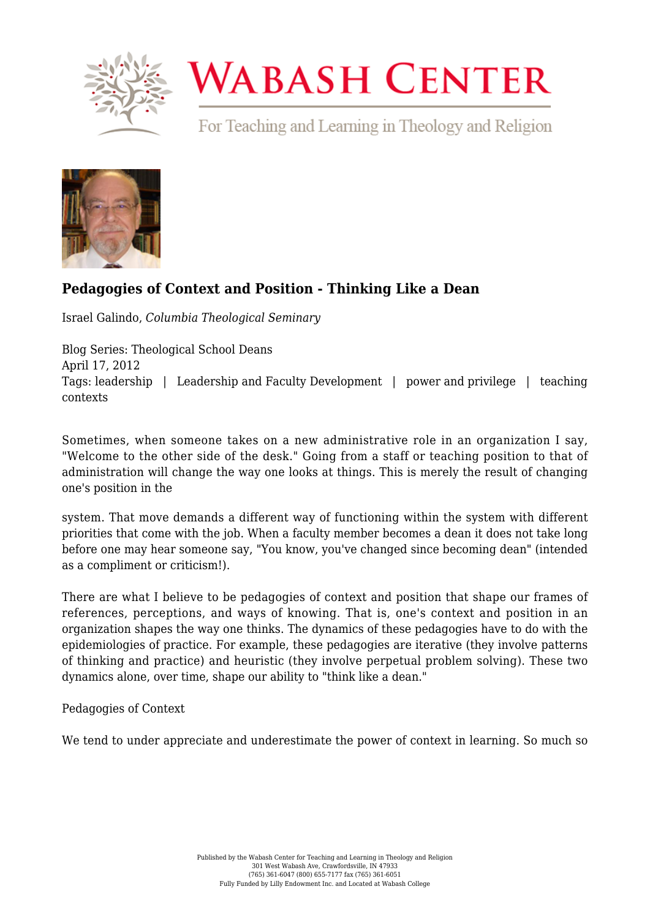# WABASH CENTER

For Teaching and Learning in Theology and Religion

## Pedagogies of Context and Position - Thinking Like a Dean

Israel Galindo, *Columbia Theological Seminary*

Blog Series: Theological School Deans
April 17, 2012
Tags: leadership | Leadership and Faculty Development | power and privilege | teaching contexts

Sometimes, when someone takes on a new administrative role in an organization I say, "Welcome to the other side of the desk." Going from a staff or teaching position to that of administration will change the way one looks at things. This is merely the result of changing one's position in the system. That move demands a different way of functioning within the system with different priorities that come with the job. When a faculty member becomes a dean it does not take long before one may hear someone say, "You know, you've changed since becoming dean" (intended as a compliment or criticism!).

There are what I believe to be pedagogies of context and position that shape our frames of references, perceptions, and ways of knowing. That is, one's context and position in an organization shapes the way one thinks. The dynamics of these pedagogies have to do with the epidemiologies of practice. For example, these pedagogies are iterative (they involve patterns of thinking and practice) and heuristic (they involve perpetual problem solving). These two dynamics alone, over time, shape our ability to "think like a dean."

Pedagogies of Context

We tend to under appreciate and underestimate the power of context in learning. So much so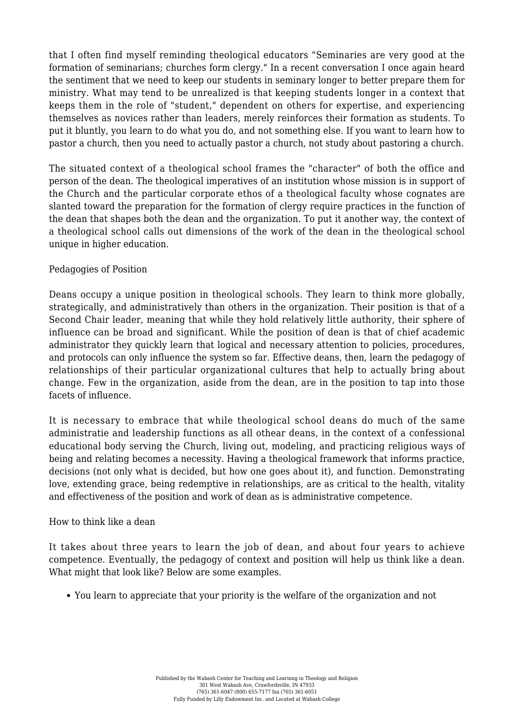that I often find myself reminding theological educators "Seminaries are very good at the formation of seminarians; churches form clergy." In a recent conversation I once again heard the sentiment that we need to keep our students in seminary longer to better prepare them for ministry. What may tend to be unrealized is that keeping students longer in a context that keeps them in the role of "student," dependent on others for expertise, and experiencing themselves as novices rather than leaders, merely reinforces their formation as students. To put it bluntly, you learn to do what you do, and not something else. If you want to learn how to pastor a church, then you need to actually pastor a church, not study about pastoring a church.

The situated context of a theological school frames the "character" of both the office and person of the dean. The theological imperatives of an institution whose mission is in support of the Church and the particular corporate ethos of a theological faculty whose cognates are slanted toward the preparation for the formation of clergy require practices in the function of the dean that shapes both the dean and the organization. To put it another way, the context of a theological school calls out dimensions of the work of the dean in the theological school unique in higher education.

Pedagogies of Position

Deans occupy a unique position in theological schools. They learn to think more globally, strategically, and administratively than others in the organization. Their position is that of a Second Chair leader, meaning that while they hold relatively little authority, their sphere of influence can be broad and significant. While the position of dean is that of chief academic administrator they quickly learn that logical and necessary attention to policies, procedures, and protocols can only influence the system so far. Effective deans, then, learn the pedagogy of relationships of their particular organizational cultures that help to actually bring about change. Few in the organization, aside from the dean, are in the position to tap into those facets of influence.

It is necessary to embrace that while theological school deans do much of the same administratie and leadership functions as all othear deans, in the context of a confessional educational body serving the Church, living out, modeling, and practicing religious ways of being and relating becomes a necessity. Having a theological framework that informs practice, decisions (not only what is decided, but how one goes about it), and function. Demonstrating love, extending grace, being redemptive in relationships, are as critical to the health, vitality and effectiveness of the position and work of dean as is administrative competence.

How to think like a dean

It takes about three years to learn the job of dean, and about four years to achieve competence. Eventually, the pedagogy of context and position will help us think like a dean. What might that look like? Below are some examples.

- You learn to appreciate that your priority is the welfare of the organization and not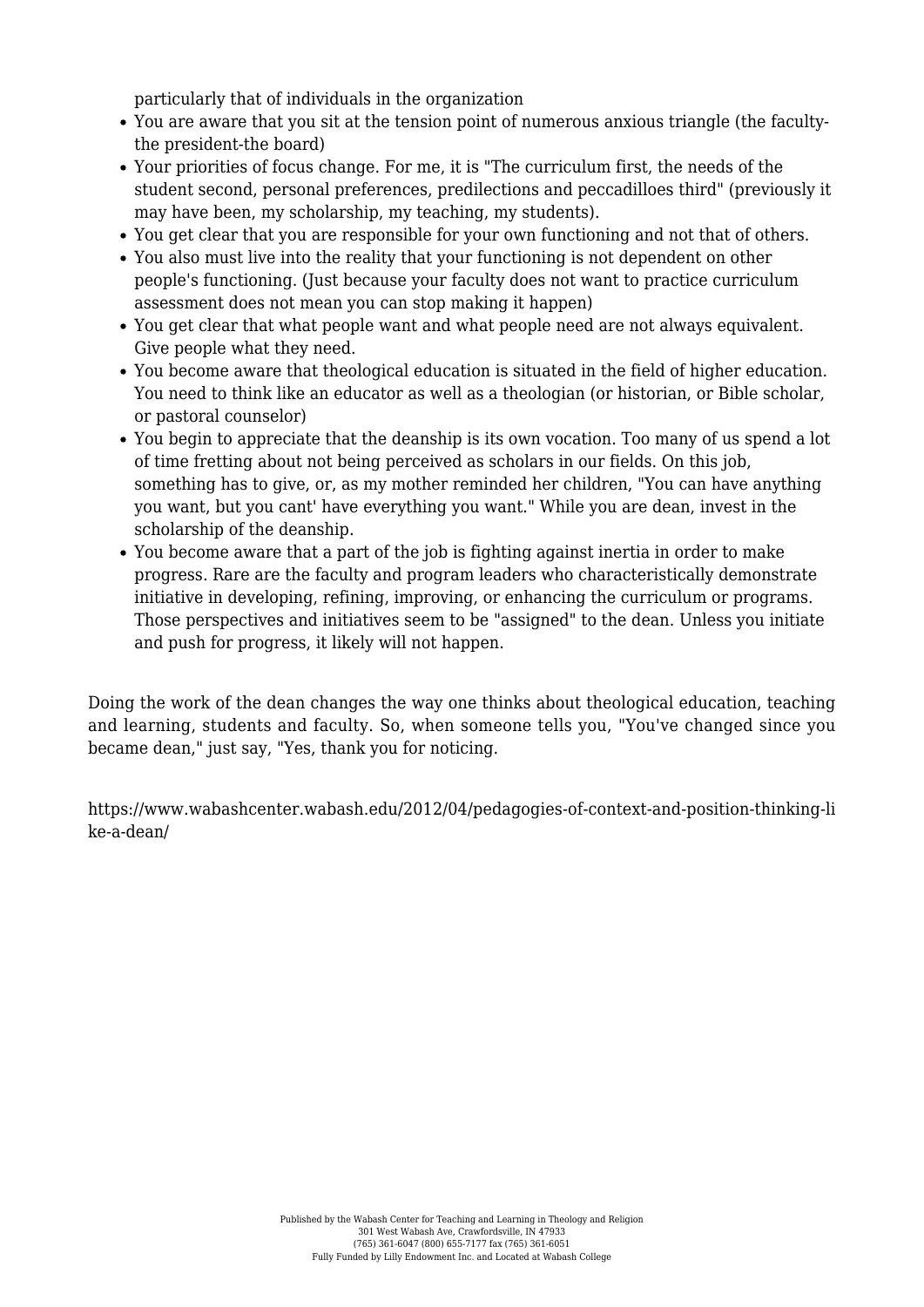particularly that of individuals in the organization

- You are aware that you sit at the tension point of numerous anxious triangle (the faculty-the president-the board)
- Your priorities of focus change. For me, it is "The curriculum first, the needs of the student second, personal preferences, predilections and peccadilloes third" (previously it may have been, my scholarship, my teaching, my students).
- You get clear that you are responsible for your own functioning and not that of others.
- You also must live into the reality that your functioning is not dependent on other people's functioning. (Just because your faculty does not want to practice curriculum assessment does not mean you can stop making it happen)
- You get clear that what people want and what people need are not always equivalent. Give people what they need.
- You become aware that theological education is situated in the field of higher education. You need to think like an educator as well as a theologian (or historian, or Bible scholar, or pastoral counselor)
- You begin to appreciate that the deanship is its own vocation. Too many of us spend a lot of time fretting about not being perceived as scholars in our fields. On this job, something has to give, or, as my mother reminded her children, "You can have anything you want, but you cant' have everything you want." While you are dean, invest in the scholarship of the deanship.
- You become aware that a part of the job is fighting against inertia in order to make progress. Rare are the faculty and program leaders who characteristically demonstrate initiative in developing, refining, improving, or enhancing the curriculum or programs. Those perspectives and initiatives seem to be "assigned" to the dean. Unless you initiate and push for progress, it likely will not happen.

Doing the work of the dean changes the way one thinks about theological education, teaching and learning, students and faculty. So, when someone tells you, "You've changed since you became dean," just say, "Yes, thank you for noticing.

https://www.wabashcenter.wabash.edu/2012/04/pedagogies-of-context-and-position-thinking-like-a-dean/